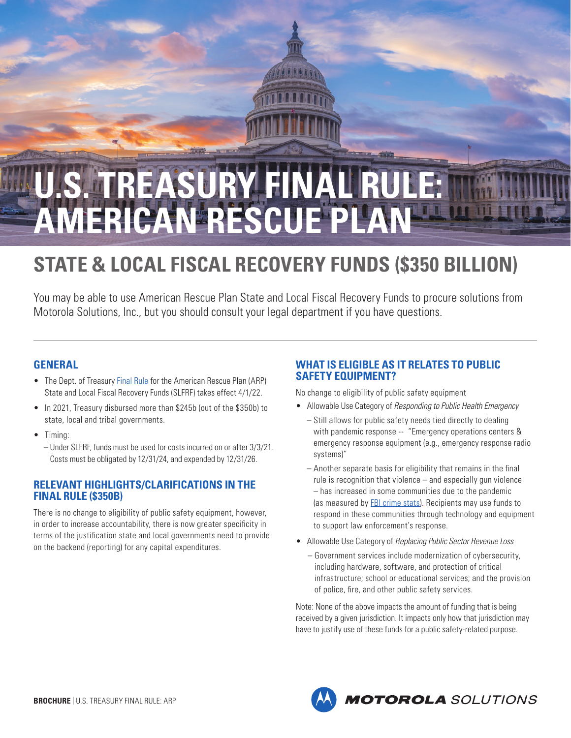# U.S. TREASURY FINAL RULE: AMERICAN RESCUE PLAN

## STATE & LOCAL FISCAL RECOVERY FUNDS ($350 BILLION)

You may be able to use American Rescue Plan State and Local Fiscal Recovery Funds to procure solutions from Motorola Solutions, Inc., but you should consult your legal department if you have questions.

### GENERAL

- The Dept. of Treasury Final Rule for the American Rescue Plan (ARP) State and Local Fiscal Recovery Funds (SLFRF) takes effect 4/1/22.
- In 2021, Treasury disbursed more than $245b (out of the $350b) to state, local and tribal governments.
- Timing:
  - Under SLFRF, funds must be used for costs incurred on or after 3/3/21. Costs must be obligated by 12/31/24, and expended by 12/31/26.

### RELEVANT HIGHLIGHTS/CLARIFICATIONS IN THE FINAL RULE ($350B)

There is no change to eligibility of public safety equipment, however, in order to increase accountability, there is now greater specificity in terms of the justification state and local governments need to provide on the backend (reporting) for any capital expenditures.

### WHAT IS ELIGIBLE AS IT RELATES TO PUBLIC SAFETY EQUIPMENT?

No change to eligibility of public safety equipment

- Allowable Use Category of *Responding to Public Health Emergency*
  - Still allows for public safety needs tied directly to dealing with pandemic response -- "Emergency operations centers & emergency response equipment (e.g., emergency response radio systems)"
  - Another separate basis for eligibility that remains in the final rule is recognition that violence – and especially gun violence – has increased in some communities due to the pandemic (as measured by FBI crime stats). Recipients may use funds to respond in these communities through technology and equipment to support law enforcement's response.
- Allowable Use Category of *Replacing Public Sector Revenue Loss*
  - Government services include modernization of cybersecurity, including hardware, software, and protection of critical infrastructure; school or educational services; and the provision of police, fire, and other public safety services.

Note: None of the above impacts the amount of funding that is being received by a given jurisdiction. It impacts only how that jurisdiction may have to justify use of these funds for a public safety-related purpose.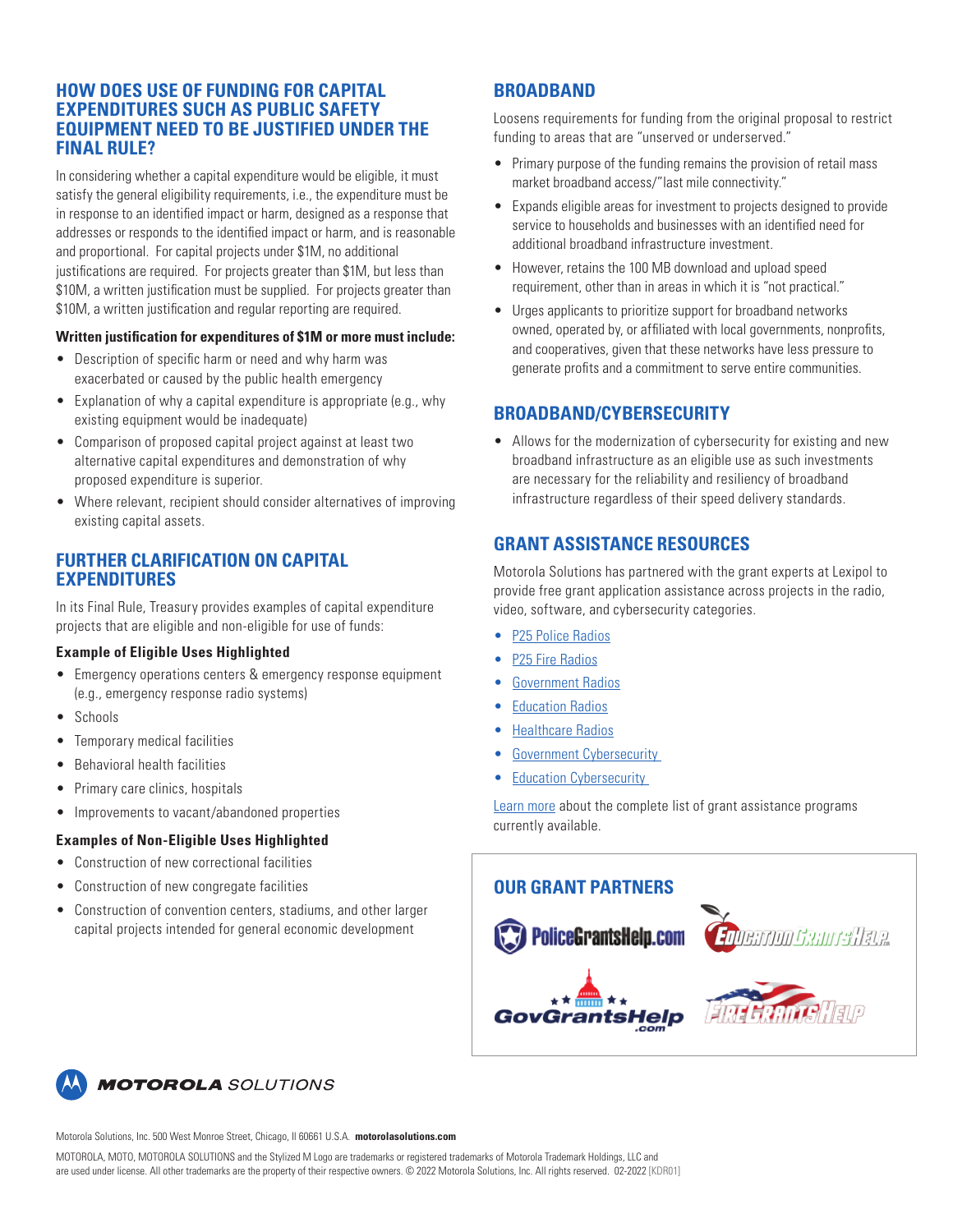## HOW DOES USE OF FUNDING FOR CAPITAL EXPENDITURES SUCH AS PUBLIC SAFETY EQUIPMENT NEED TO BE JUSTIFIED UNDER THE FINAL RULE?

In considering whether a capital expenditure would be eligible, it must satisfy the general eligibility requirements, i.e., the expenditure must be in response to an identified impact or harm, designed as a response that addresses or responds to the identified impact or harm, and is reasonable and proportional. For capital projects under $1M, no additional justifications are required. For projects greater than $1M, but less than $10M, a written justification must be supplied. For projects greater than $10M, a written justification and regular reporting are required.

**Written justification for expenditures of $1M or more must include:**

- Description of specific harm or need and why harm was exacerbated or caused by the public health emergency
- Explanation of why a capital expenditure is appropriate (e.g., why existing equipment would be inadequate)
- Comparison of proposed capital project against at least two alternative capital expenditures and demonstration of why proposed expenditure is superior.
- Where relevant, recipient should consider alternatives of improving existing capital assets.

## FURTHER CLARIFICATION ON CAPITAL EXPENDITURES

In its Final Rule, Treasury provides examples of capital expenditure projects that are eligible and non-eligible for use of funds:

**Example of Eligible Uses Highlighted**

- Emergency operations centers & emergency response equipment (e.g., emergency response radio systems)
- Schools
- Temporary medical facilities
- Behavioral health facilities
- Primary care clinics, hospitals
- Improvements to vacant/abandoned properties

**Examples of Non-Eligible Uses Highlighted**

- Construction of new correctional facilities
- Construction of new congregate facilities
- Construction of convention centers, stadiums, and other larger capital projects intended for general economic development

## BROADBAND

Loosens requirements for funding from the original proposal to restrict funding to areas that are "unserved or underserved."

- Primary purpose of the funding remains the provision of retail mass market broadband access/"last mile connectivity."
- Expands eligible areas for investment to projects designed to provide service to households and businesses with an identified need for additional broadband infrastructure investment.
- However, retains the 100 MB download and upload speed requirement, other than in areas in which it is "not practical."
- Urges applicants to prioritize support for broadband networks owned, operated by, or affiliated with local governments, nonprofits, and cooperatives, given that these networks have less pressure to generate profits and a commitment to serve entire communities.

## BROADBAND/CYBERSECURITY

- Allows for the modernization of cybersecurity for existing and new broadband infrastructure as an eligible use as such investments are necessary for the reliability and resiliency of broadband infrastructure regardless of their speed delivery standards.

## GRANT ASSISTANCE RESOURCES

Motorola Solutions has partnered with the grant experts at Lexipol to provide free grant application assistance across projects in the radio, video, software, and cybersecurity categories.

- P25 Police Radios
- P25 Fire Radios
- Government Radios
- Education Radios
- Healthcare Radios
- Government Cybersecurity
- Education Cybersecurity

Learn more about the complete list of grant assistance programs currently available.

## OUR GRANT PARTNERS

PoliceGrantsHelp.com

EducationGrantsHelp

GovGrantsHelp.com

FireGrantsHelp

MOTOROLA SOLUTIONS

Motorola Solutions, Inc. 500 West Monroe Street, Chicago, Il 60661 U.S.A. **motorolasolutions.com**

MOTOROLA, MOTO, MOTOROLA SOLUTIONS and the Stylized M Logo are trademarks or registered trademarks of Motorola Trademark Holdings, LLC and are used under license. All other trademarks are the property of their respective owners. © 2022 Motorola Solutions, Inc. All rights reserved. 02-2022 [KDR01]